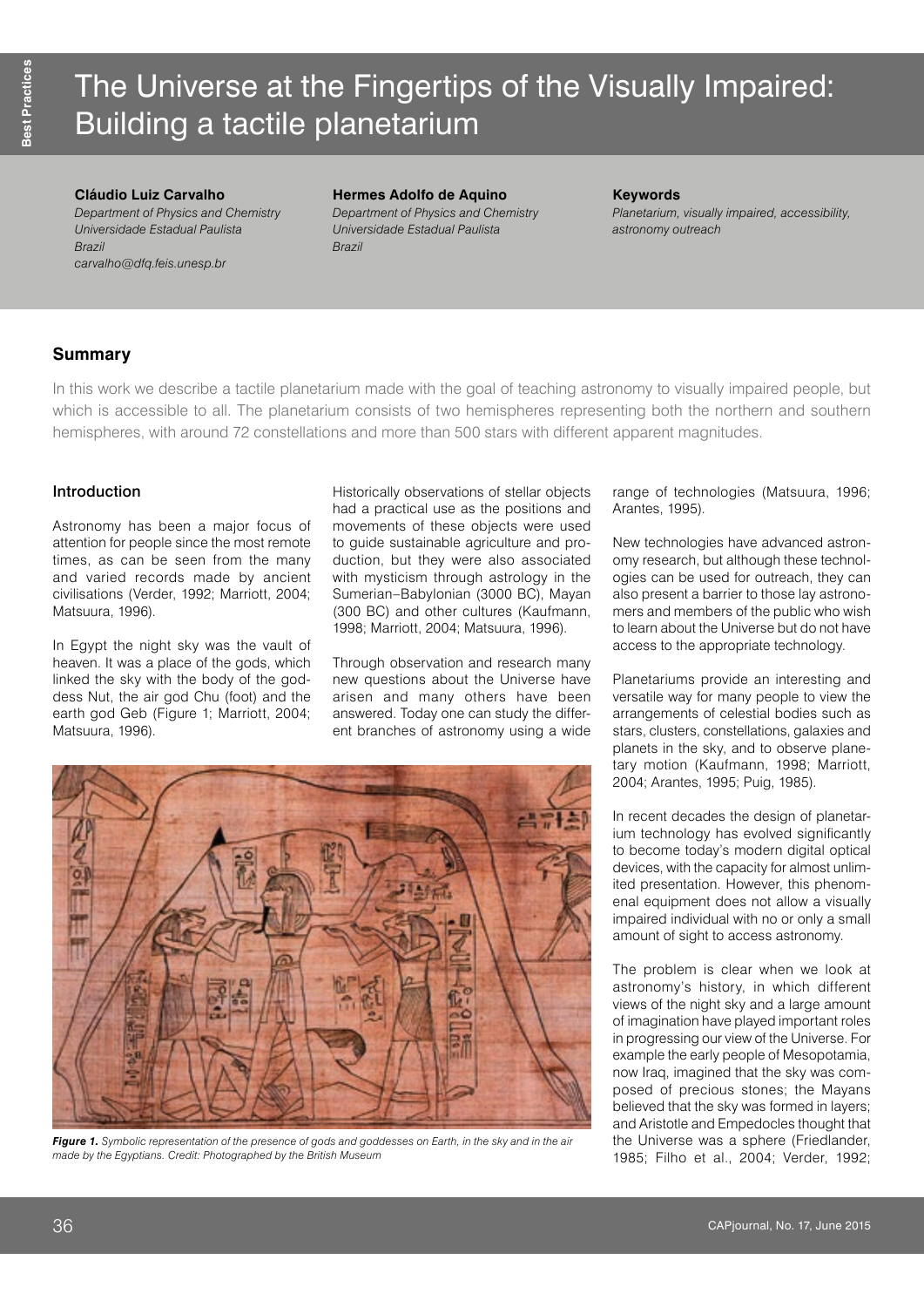# The Universe at the Fingertips of the Visually Impaired: Building a tactile planetarium

**Cláudio Luiz Carvalho**
*Department of Physics and Chemistry*
*Universidade Estadual Paulista*
*Brazil*
*carvalho@dfq.feis.unesp.br*

**Hermes Adolfo de Aquino**
*Department of Physics and Chemistry*
*Universidade Estadual Paulista*
*Brazil*

**Keywords**
*Planetarium, visually impaired, accessibility, astronomy outreach*

## Summary

In this work we describe a tactile planetarium made with the goal of teaching astronomy to visually impaired people, but which is accessible to all. The planetarium consists of two hemispheres representing both the northern and southern hemispheres, with around 72 constellations and more than 500 stars with different apparent magnitudes.

## Introduction

Astronomy has been a major focus of attention for people since the most remote times, as can be seen from the many and varied records made by ancient civilisations (Verder, 1992; Marriott, 2004; Matsuura, 1996).

In Egypt the night sky was the vault of heaven. It was a place of the gods, which linked the sky with the body of the goddess Nut, the air god Chu (foot) and the earth god Geb (Figure 1; Marriott, 2004; Matsuura, 1996).

Historically observations of stellar objects had a practical use as the positions and movements of these objects were used to guide sustainable agriculture and production, but they were also associated with mysticism through astrology in the Sumerian–Babylonian (3000 BC), Mayan (300 BC) and other cultures (Kaufmann, 1998; Marriott, 2004; Matsuura, 1996).

Through observation and research many new questions about the Universe have arisen and many others have been answered. Today one can study the different branches of astronomy using a wide range of technologies (Matsuura, 1996; Arantes, 1995).

New technologies have advanced astronomy research, but although these technologies can be used for outreach, they can also present a barrier to those lay astronomers and members of the public who wish to learn about the Universe but do not have access to the appropriate technology.

Planetariums provide an interesting and versatile way for many people to view the arrangements of celestial bodies such as stars, clusters, constellations, galaxies and planets in the sky, and to observe planetary motion (Kaufmann, 1998; Marriott, 2004; Arantes, 1995; Puig, 1985).

In recent decades the design of planetarium technology has evolved significantly to become today's modern digital optical devices, with the capacity for almost unlimited presentation. However, this phenomenal equipment does not allow a visually impaired individual with no or only a small amount of sight to access astronomy.

The problem is clear when we look at astronomy's history, in which different views of the night sky and a large amount of imagination have played important roles in progressing our view of the Universe. For example the early people of Mesopotamia, now Iraq, imagined that the sky was composed of precious stones; the Mayans believed that the sky was formed in layers; and Aristotle and Empedocles thought that the Universe was a sphere (Friedlander, 1985; Filho et al., 2004; Verder, 1992;

***Figure 1.*** *Symbolic representation of the presence of gods and goddesses on Earth, in the sky and in the air made by the Egyptians. Credit: Photographed by the British Museum*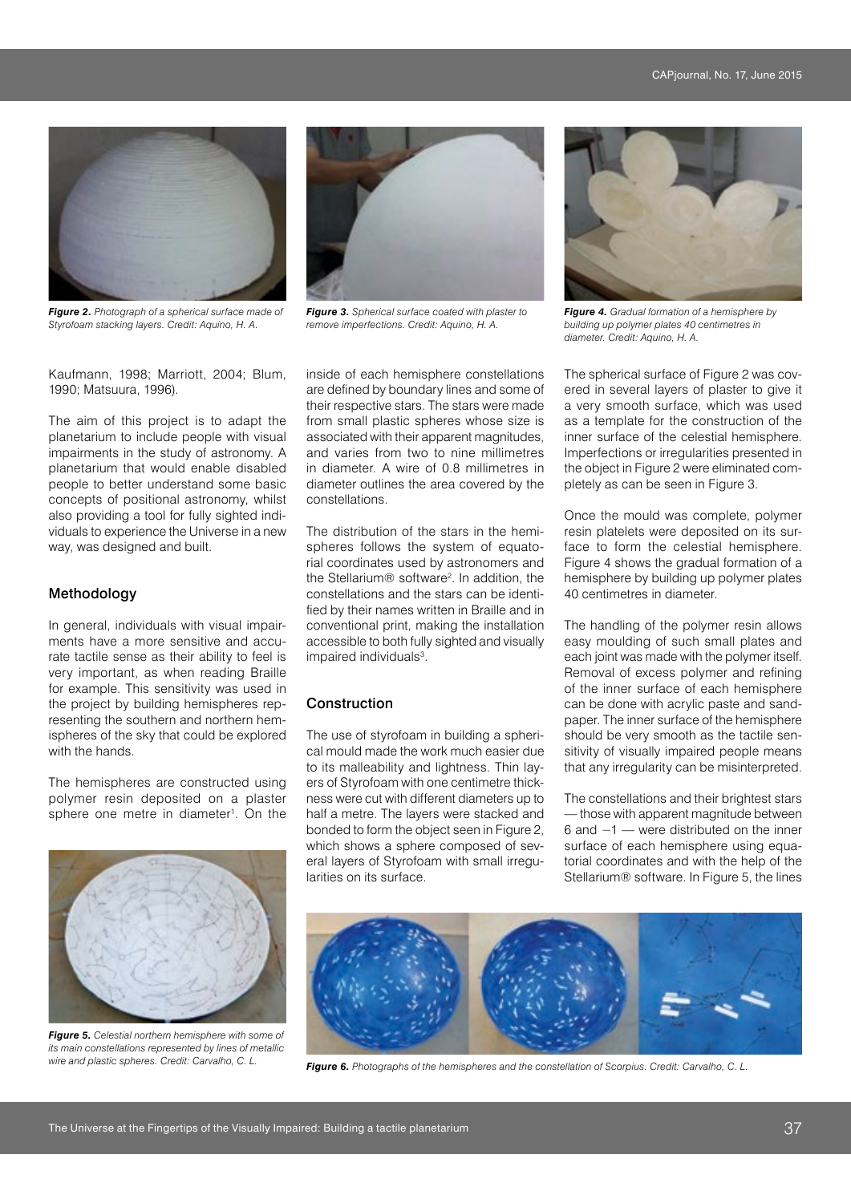*Figure 2. Photograph of a spherical surface made of Styrofoam stacking layers. Credit: Aquino, H. A.*

*Figure 3. Spherical surface coated with plaster to remove imperfections. Credit: Aquino, H. A.*

*Figure 4. Gradual formation of a hemisphere by building up polymer plates 40 centimetres in diameter. Credit: Aquino, H. A.*

Kaufmann, 1998; Marriott, 2004; Blum, 1990; Matsuura, 1996).

The aim of this project is to adapt the planetarium to include people with visual impairments in the study of astronomy. A planetarium that would enable disabled people to better understand some basic concepts of positional astronomy, whilst also providing a tool for fully sighted individuals to experience the Universe in a new way, was designed and built.

## Methodology

In general, individuals with visual impairments have a more sensitive and accurate tactile sense as their ability to feel is very important, as when reading Braille for example. This sensitivity was used in the project by building hemispheres representing the southern and northern hemispheres of the sky that could be explored with the hands.

The hemispheres are constructed using polymer resin deposited on a plaster sphere one metre in diameter[1]. On the inside of each hemisphere constellations are defined by boundary lines and some of their respective stars. The stars were made from small plastic spheres whose size is associated with their apparent magnitudes, and varies from two to nine millimetres in diameter. A wire of 0.8 millimetres in diameter outlines the area covered by the constellations.

The distribution of the stars in the hemispheres follows the system of equatorial coordinates used by astronomers and the Stellarium® software[2]. In addition, the constellations and the stars can be identified by their names written in Braille and in conventional print, making the installation accessible to both fully sighted and visually impaired individuals[3].

## Construction

The use of styrofoam in building a spherical mould made the work much easier due to its malleability and lightness. Thin layers of Styrofoam with one centimetre thickness were cut with different diameters up to half a metre. The layers were stacked and bonded to form the object seen in Figure 2, which shows a sphere composed of several layers of Styrofoam with small irregularities on its surface.

The spherical surface of Figure 2 was covered in several layers of plaster to give it a very smooth surface, which was used as a template for the construction of the inner surface of the celestial hemisphere. Imperfections or irregularities presented in the object in Figure 2 were eliminated completely as can be seen in Figure 3.

Once the mould was complete, polymer resin platelets were deposited on its surface to form the celestial hemisphere. Figure 4 shows the gradual formation of a hemisphere by building up polymer plates 40 centimetres in diameter.

The handling of the polymer resin allows easy moulding of such small plates and each joint was made with the polymer itself. Removal of excess polymer and refining of the inner surface of each hemisphere can be done with acrylic paste and sandpaper. The inner surface of the hemisphere should be very smooth as the tactile sensitivity of visually impaired people means that any irregularity can be misinterpreted.

The constellations and their brightest stars — those with apparent magnitude between 6 and −1 — were distributed on the inner surface of each hemisphere using equatorial coordinates and with the help of the Stellarium® software. In Figure 5, the lines

*Figure 5. Celestial northern hemisphere with some of its main constellations represented by lines of metallic wire and plastic spheres. Credit: Carvalho, C. L.*

*Figure 6. Photographs of the hemispheres and the constellation of Scorpius. Credit: Carvalho, C. L.*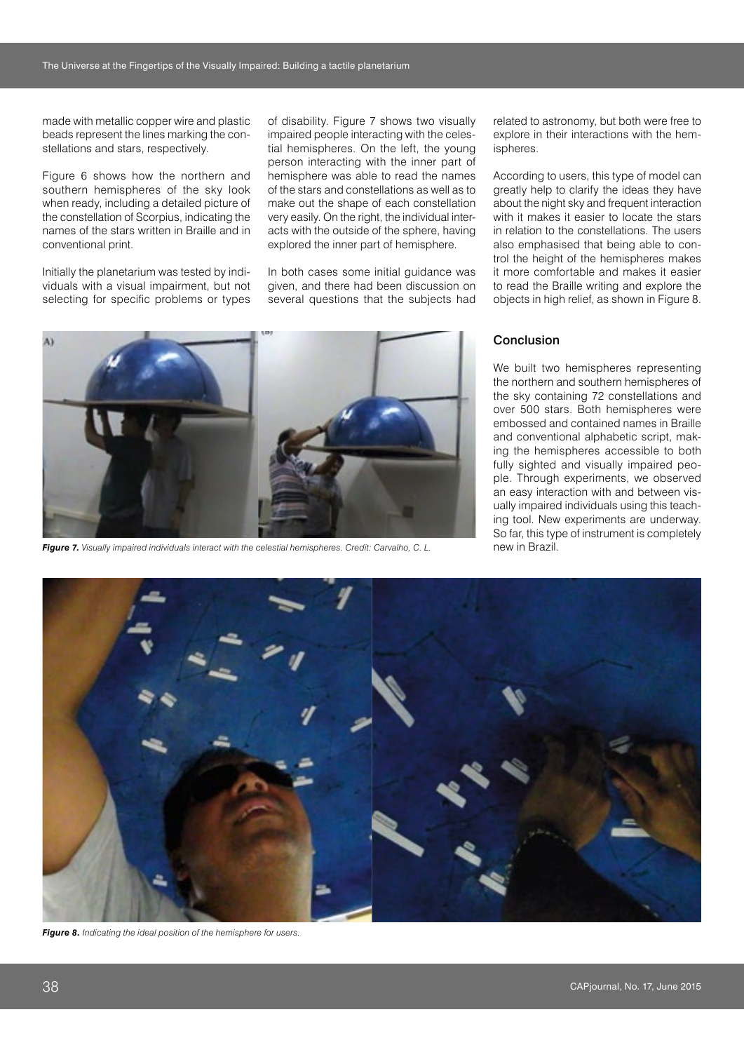made with metallic copper wire and plastic beads represent the lines marking the constellations and stars, respectively.

Figure 6 shows how the northern and southern hemispheres of the sky look when ready, including a detailed picture of the constellation of Scorpius, indicating the names of the stars written in Braille and in conventional print.

Initially the planetarium was tested by individuals with a visual impairment, but not selecting for specific problems or types of disability. Figure 7 shows two visually impaired people interacting with the celestial hemispheres. On the left, the young person interacting with the inner part of hemisphere was able to read the names of the stars and constellations as well as to make out the shape of each constellation very easily. On the right, the individual interacts with the outside of the sphere, having explored the inner part of hemisphere.

In both cases some initial guidance was given, and there had been discussion on several questions that the subjects had related to astronomy, but both were free to explore in their interactions with the hemispheres.

According to users, this type of model can greatly help to clarify the ideas they have about the night sky and frequent interaction with it makes it easier to locate the stars in relation to the constellations. The users also emphasised that being able to control the height of the hemispheres makes it more comfortable and makes it easier to read the Braille writing and explore the objects in high relief, as shown in Figure 8.

***Figure 7.*** *Visually impaired individuals interact with the celestial hemispheres. Credit: Carvalho, C. L.*

## Conclusion

We built two hemispheres representing the northern and southern hemispheres of the sky containing 72 constellations and over 500 stars. Both hemispheres were embossed and contained names in Braille and conventional alphabetic script, making the hemispheres accessible to both fully sighted and visually impaired people. Through experiments, we observed an easy interaction with and between visually impaired individuals using this teaching tool. New experiments are underway. So far, this type of instrument is completely new in Brazil.

***Figure 8.*** *Indicating the ideal position of the hemisphere for users.*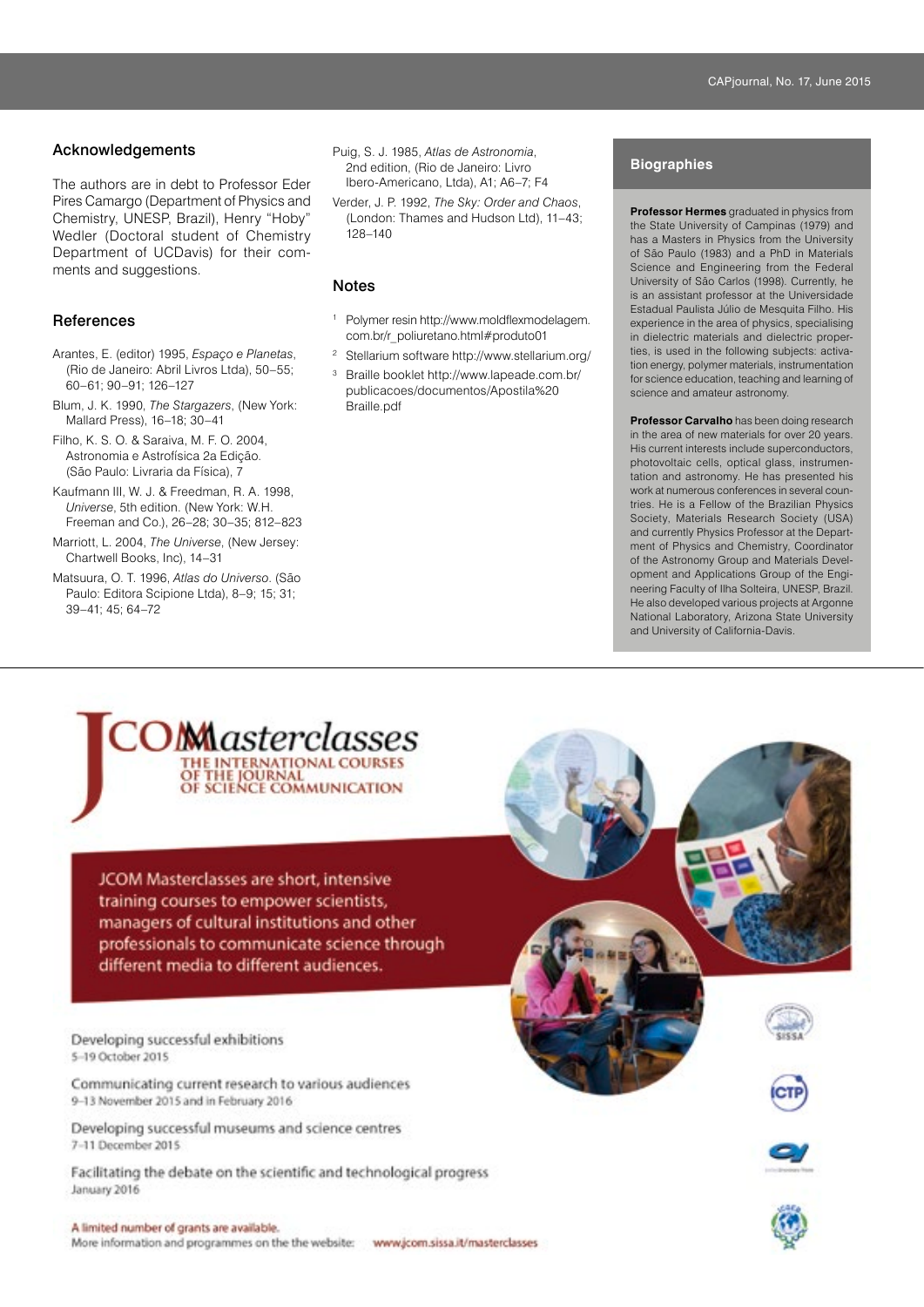## Acknowledgements

The authors are in debt to Professor Eder Pires Camargo (Department of Physics and Chemistry, UNESP, Brazil), Henry "Hoby" Wedler (Doctoral student of Chemistry Department of UCDavis) for their comments and suggestions.

## References

Arantes, E. (editor) 1995, *Espaço e Planetas*, (Rio de Janeiro: Abril Livros Ltda), 50–55; 60–61; 90–91; 126–127

Blum, J. K. 1990, *The Stargazers*, (New York: Mallard Press), 16–18; 30–41

Filho, K. S. O. & Saraiva, M. F. O. 2004, Astronomia e Astrofísica 2a Edição. (São Paulo: Livraria da Física), 7

Kaufmann III, W. J. & Freedman, R. A. 1998, *Universe*, 5th edition. (New York: W.H. Freeman and Co.), 26–28; 30–35; 812–823

Marriott, L. 2004, *The Universe*, (New Jersey: Chartwell Books, Inc), 14–31

Matsuura, O. T. 1996, *Atlas do Universo*. (São Paulo: Editora Scipione Ltda), 8–9; 15; 31; 39–41; 45; 64–72

Puig, S. J. 1985, *Atlas de Astronomia*, 2nd edition, (Rio de Janeiro: Livro Ibero-Americano, Ltda), A1; A6–7; F4

Verder, J. P. 1992, *The Sky: Order and Chaos*, (London: Thames and Hudson Ltd), 11–43; 128–140

## Notes

[1] Polymer resin http://www.moldflexmodelagem.com.br/r_poliuretano.html#produto01

[2] Stellarium software http://www.stellarium.org/

[3] Braille booklet http://www.lapeade.com.br/publicacoes/documentos/Apostila%20Braille.pdf

## Biographies

**Professor Hermes** graduated in physics from the State University of Campinas (1979) and has a Masters in Physics from the University of São Paulo (1983) and a PhD in Materials Science and Engineering from the Federal University of São Carlos (1998). Currently, he is an assistant professor at the Universidade Estadual Paulista Júlio de Mesquita Filho. His experience in the area of physics, specialising in dielectric materials and dielectric properties, is used in the following subjects: activation energy, polymer materials, instrumentation for science education, teaching and learning of science and amateur astronomy.

**Professor Carvalho** has been doing research in the area of new materials for over 20 years. His current interests include superconductors, photovoltaic cells, optical glass, instrumentation and astronomy. He has presented his work at numerous conferences in several countries. He is a Fellow of the Brazilian Physics Society, Materials Research Society (USA) and currently Physics Professor at the Department of Physics and Chemistry, Coordinator of the Astronomy Group and Materials Development and Applications Group of the Engineering Faculty of Ilha Solteira, UNESP, Brazil. He also developed various projects at Argonne National Laboratory, Arizona State University and University of California-Davis.

---

# JCOM Masterclasses

THE INTERNATIONAL COURSES OF THE JOURNAL OF SCIENCE COMMUNICATION

JCOM Masterclasses are short, intensive training courses to empower scientists, managers of cultural institutions and other professionals to communicate science through different media to different audiences.

Developing successful exhibitions
5-19 October 2015

Communicating current research to various audiences
9-13 November 2015 and in February 2016

Developing successful museums and science centres
7-11 December 2015

Facilitating the debate on the scientific and technological progress
January 2016

A limited number of grants are available.
More information and programmes on the the website: www.jcom.sissa.it/masterclasses